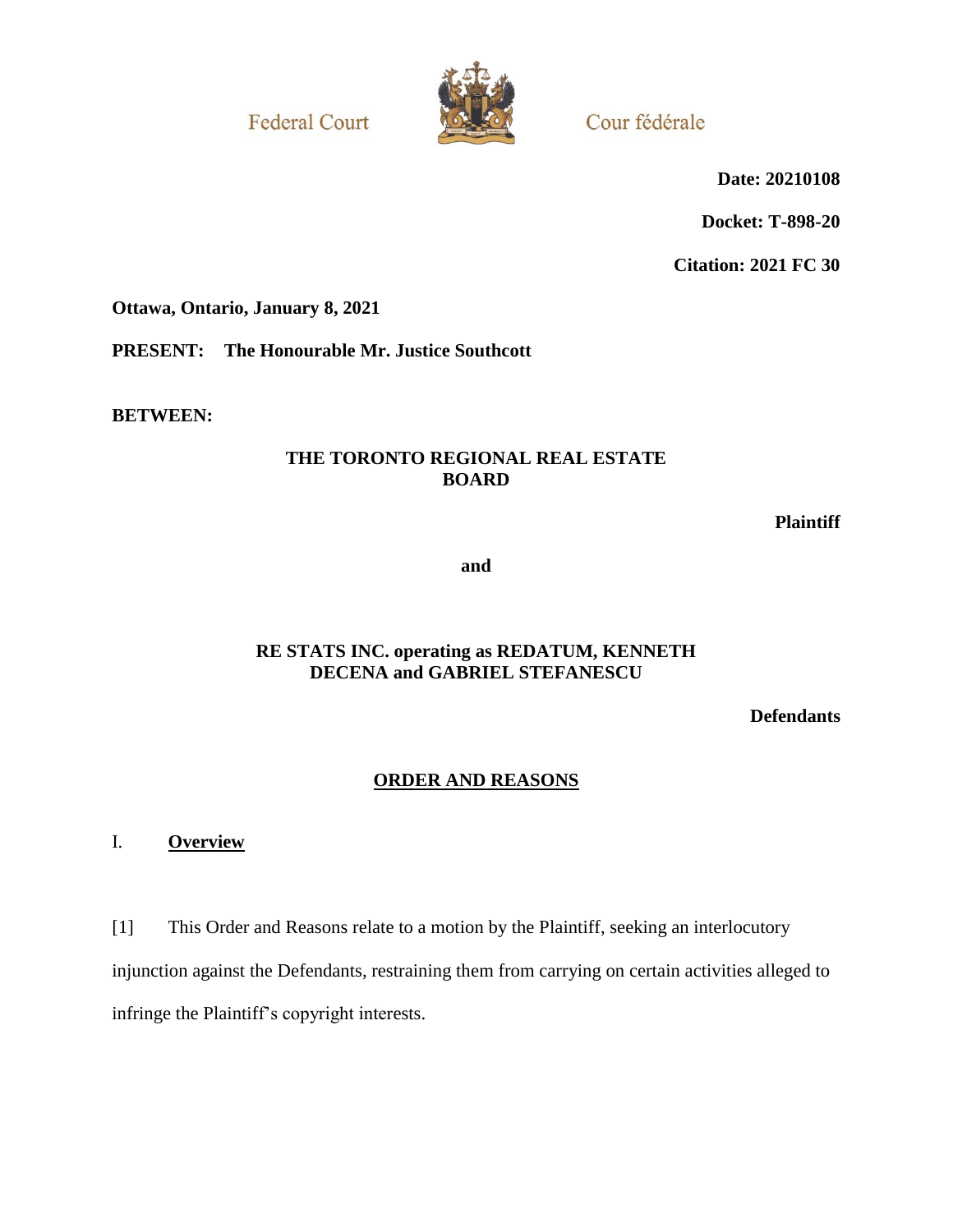Federal Court

Cour fédérale

**Date: 20210108**

**Docket: T-898-20**

**Citation: 2021 FC 30**

**Ottawa, Ontario, January 8, 2021**

**PRESENT: The Honourable Mr. Justice Southcott**

**BETWEEN:**

**THE TORONTO REGIONAL REAL ESTATE BOARD**

**Plaintiff**

**and**

**RE STATS INC. operating as REDATUM, KENNETH DECENA and GABRIEL STEFANESCU**

**Defendants**

## ORDER AND REASONS

## I. Overview

[1] This Order and Reasons relate to a motion by the Plaintiff, seeking an interlocutory injunction against the Defendants, restraining them from carrying on certain activities alleged to infringe the Plaintiff's copyright interests.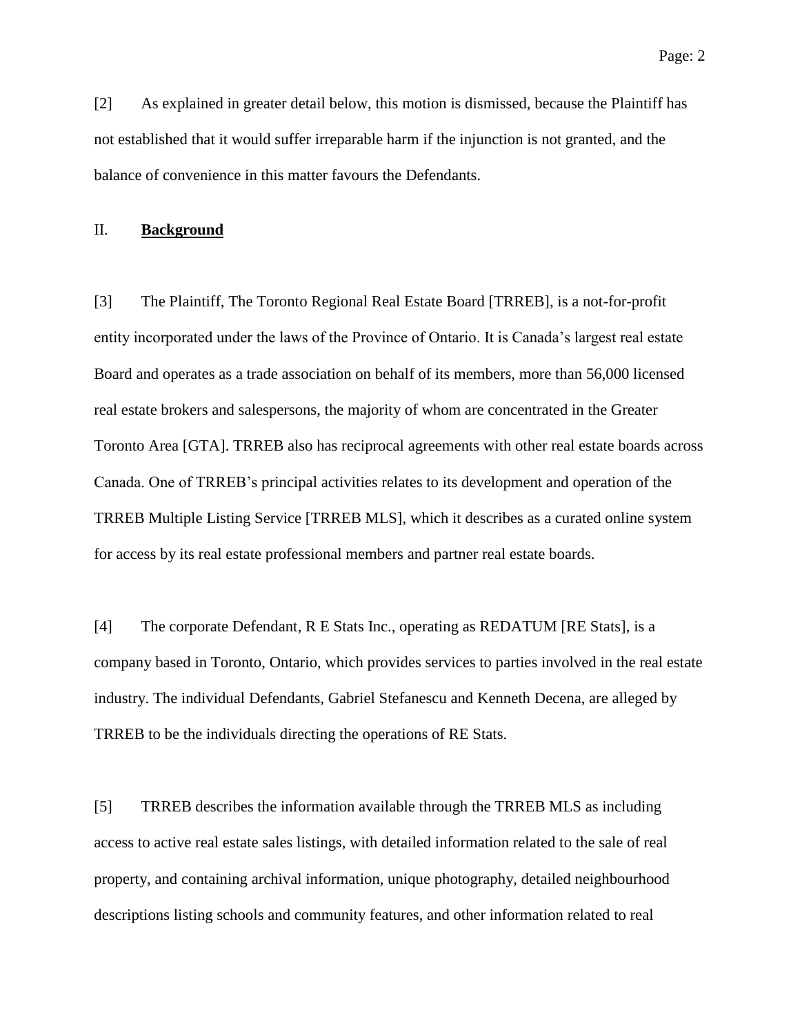[2] As explained in greater detail below, this motion is dismissed, because the Plaintiff has not established that it would suffer irreparable harm if the injunction is not granted, and the balance of convenience in this matter favours the Defendants.

## II. **Background**

[3] The Plaintiff, The Toronto Regional Real Estate Board [TRREB], is a not-for-profit entity incorporated under the laws of the Province of Ontario. It is Canada's largest real estate Board and operates as a trade association on behalf of its members, more than 56,000 licensed real estate brokers and salespersons, the majority of whom are concentrated in the Greater Toronto Area [GTA]. TRREB also has reciprocal agreements with other real estate boards across Canada. One of TRREB's principal activities relates to its development and operation of the TRREB Multiple Listing Service [TRREB MLS], which it describes as a curated online system for access by its real estate professional members and partner real estate boards.

[4] The corporate Defendant, R E Stats Inc., operating as REDATUM [RE Stats], is a company based in Toronto, Ontario, which provides services to parties involved in the real estate industry. The individual Defendants, Gabriel Stefanescu and Kenneth Decena, are alleged by TRREB to be the individuals directing the operations of RE Stats.

[5] TRREB describes the information available through the TRREB MLS as including access to active real estate sales listings, with detailed information related to the sale of real property, and containing archival information, unique photography, detailed neighbourhood descriptions listing schools and community features, and other information related to real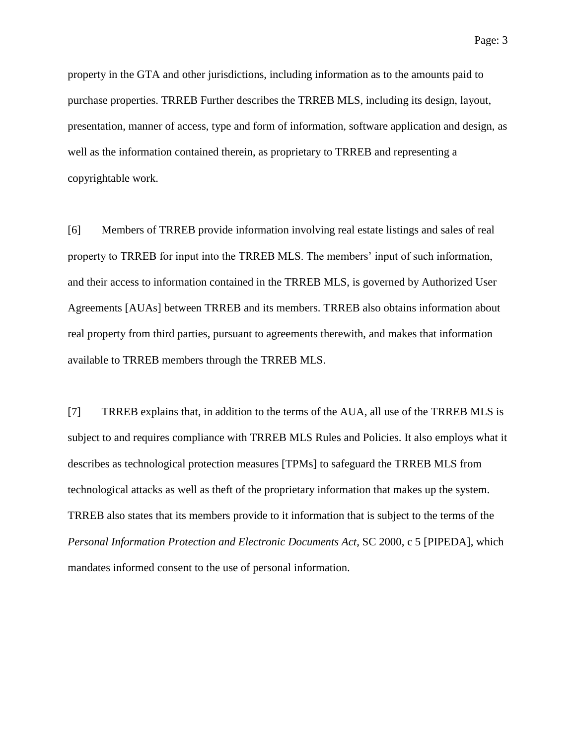property in the GTA and other jurisdictions, including information as to the amounts paid to purchase properties. TRREB Further describes the TRREB MLS, including its design, layout, presentation, manner of access, type and form of information, software application and design, as well as the information contained therein, as proprietary to TRREB and representing a copyrightable work.

[6] Members of TRREB provide information involving real estate listings and sales of real property to TRREB for input into the TRREB MLS. The members' input of such information, and their access to information contained in the TRREB MLS, is governed by Authorized User Agreements [AUAs] between TRREB and its members. TRREB also obtains information about real property from third parties, pursuant to agreements therewith, and makes that information available to TRREB members through the TRREB MLS.

[7] TRREB explains that, in addition to the terms of the AUA, all use of the TRREB MLS is subject to and requires compliance with TRREB MLS Rules and Policies. It also employs what it describes as technological protection measures [TPMs] to safeguard the TRREB MLS from technological attacks as well as theft of the proprietary information that makes up the system. TRREB also states that its members provide to it information that is subject to the terms of the *Personal Information Protection and Electronic Documents Act,* SC 2000, c 5 [PIPEDA], which mandates informed consent to the use of personal information.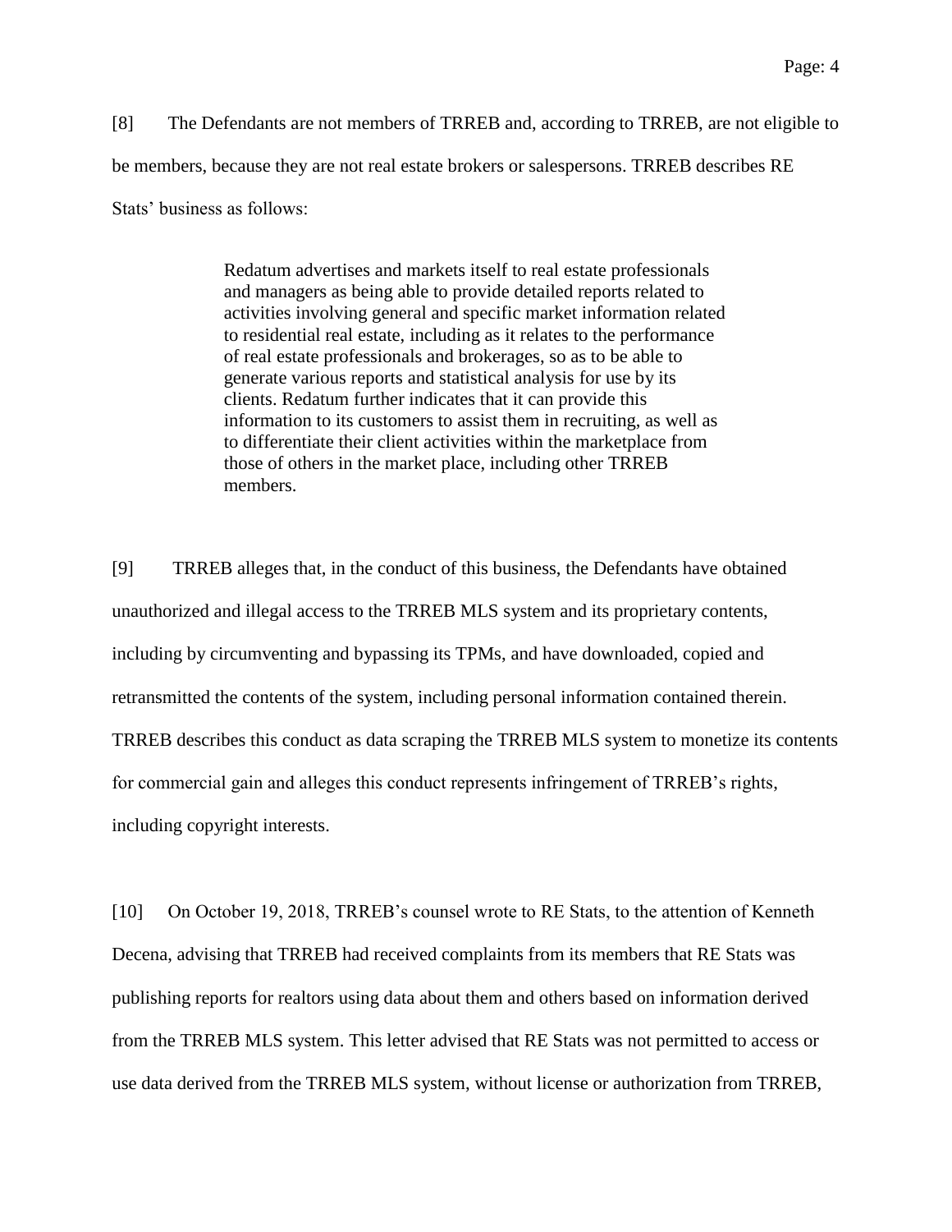[8] The Defendants are not members of TRREB and, according to TRREB, are not eligible to be members, because they are not real estate brokers or salespersons. TRREB describes RE Stats' business as follows:

> Redatum advertises and markets itself to real estate professionals and managers as being able to provide detailed reports related to activities involving general and specific market information related to residential real estate, including as it relates to the performance of real estate professionals and brokerages, so as to be able to generate various reports and statistical analysis for use by its clients. Redatum further indicates that it can provide this information to its customers to assist them in recruiting, as well as to differentiate their client activities within the marketplace from those of others in the market place, including other TRREB members.

[9] TRREB alleges that, in the conduct of this business, the Defendants have obtained unauthorized and illegal access to the TRREB MLS system and its proprietary contents, including by circumventing and bypassing its TPMs, and have downloaded, copied and retransmitted the contents of the system, including personal information contained therein. TRREB describes this conduct as data scraping the TRREB MLS system to monetize its contents for commercial gain and alleges this conduct represents infringement of TRREB's rights, including copyright interests.

[10] On October 19, 2018, TRREB's counsel wrote to RE Stats, to the attention of Kenneth Decena, advising that TRREB had received complaints from its members that RE Stats was publishing reports for realtors using data about them and others based on information derived from the TRREB MLS system. This letter advised that RE Stats was not permitted to access or use data derived from the TRREB MLS system, without license or authorization from TRREB,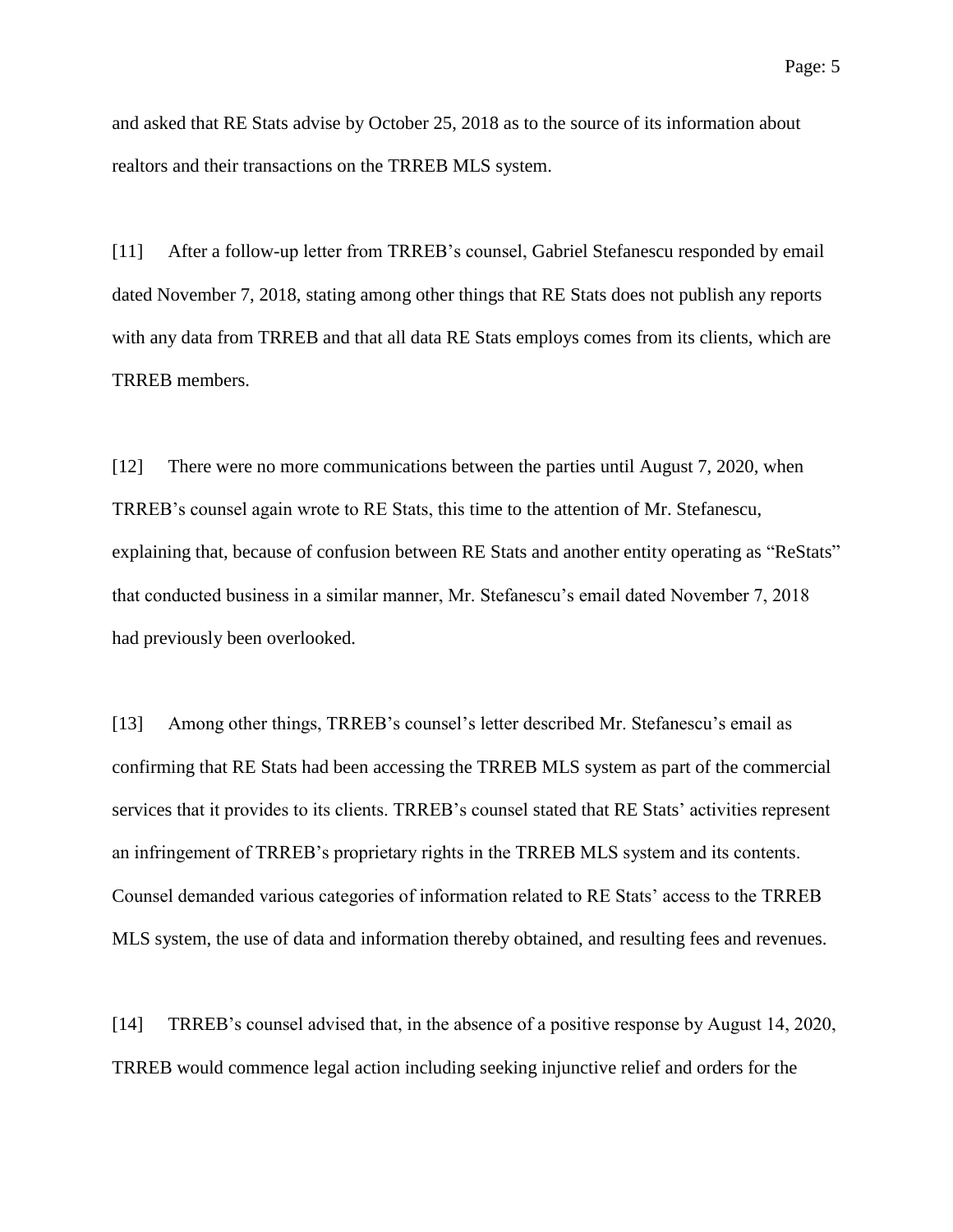and asked that RE Stats advise by October 25, 2018 as to the source of its information about realtors and their transactions on the TRREB MLS system.

[11] After a follow-up letter from TRREB's counsel, Gabriel Stefanescu responded by email dated November 7, 2018, stating among other things that RE Stats does not publish any reports with any data from TRREB and that all data RE Stats employs comes from its clients, which are TRREB members.

[12] There were no more communications between the parties until August 7, 2020, when TRREB's counsel again wrote to RE Stats, this time to the attention of Mr. Stefanescu, explaining that, because of confusion between RE Stats and another entity operating as "ReStats" that conducted business in a similar manner, Mr. Stefanescu's email dated November 7, 2018 had previously been overlooked.

[13] Among other things, TRREB's counsel's letter described Mr. Stefanescu's email as confirming that RE Stats had been accessing the TRREB MLS system as part of the commercial services that it provides to its clients. TRREB's counsel stated that RE Stats' activities represent an infringement of TRREB's proprietary rights in the TRREB MLS system and its contents. Counsel demanded various categories of information related to RE Stats' access to the TRREB MLS system, the use of data and information thereby obtained, and resulting fees and revenues.

[14] TRREB's counsel advised that, in the absence of a positive response by August 14, 2020, TRREB would commence legal action including seeking injunctive relief and orders for the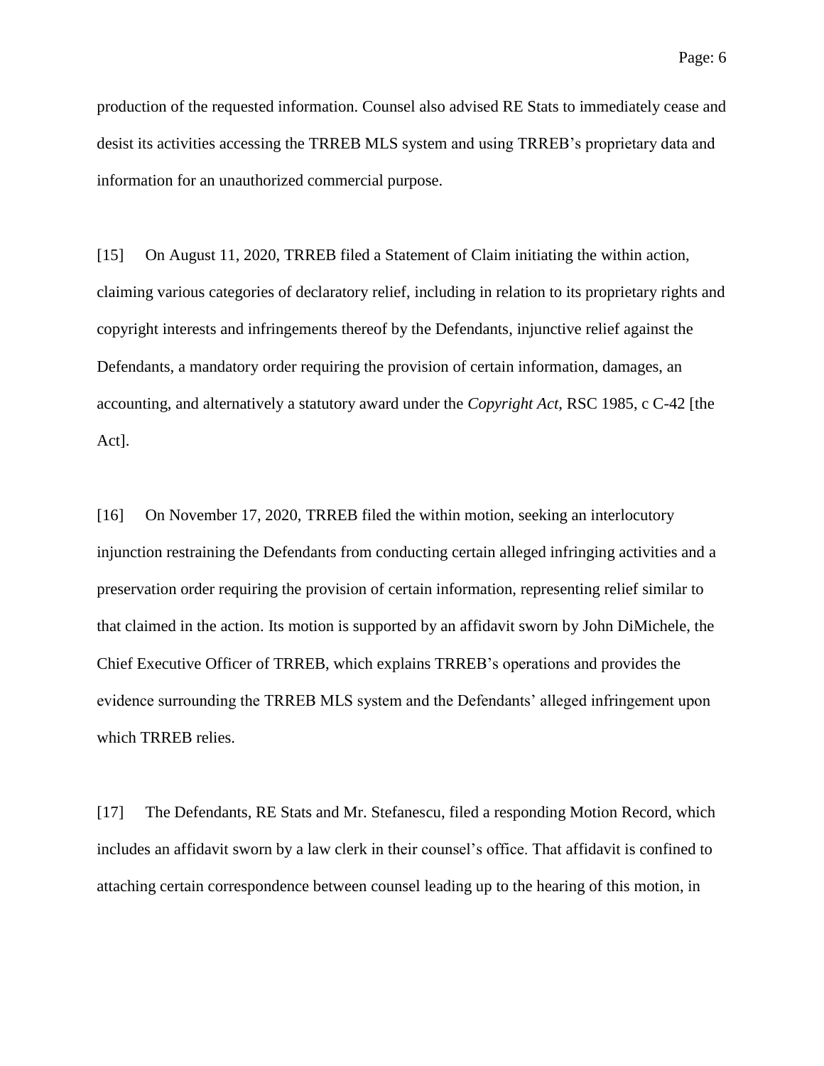production of the requested information. Counsel also advised RE Stats to immediately cease and desist its activities accessing the TRREB MLS system and using TRREB's proprietary data and information for an unauthorized commercial purpose.

[15] On August 11, 2020, TRREB filed a Statement of Claim initiating the within action, claiming various categories of declaratory relief, including in relation to its proprietary rights and copyright interests and infringements thereof by the Defendants, injunctive relief against the Defendants, a mandatory order requiring the provision of certain information, damages, an accounting, and alternatively a statutory award under the *Copyright Act*, RSC 1985, c C-42 [the Act].

[16] On November 17, 2020, TRREB filed the within motion, seeking an interlocutory injunction restraining the Defendants from conducting certain alleged infringing activities and a preservation order requiring the provision of certain information, representing relief similar to that claimed in the action. Its motion is supported by an affidavit sworn by John DiMichele, the Chief Executive Officer of TRREB, which explains TRREB's operations and provides the evidence surrounding the TRREB MLS system and the Defendants' alleged infringement upon which TRREB relies.

[17] The Defendants, RE Stats and Mr. Stefanescu, filed a responding Motion Record, which includes an affidavit sworn by a law clerk in their counsel's office. That affidavit is confined to attaching certain correspondence between counsel leading up to the hearing of this motion, in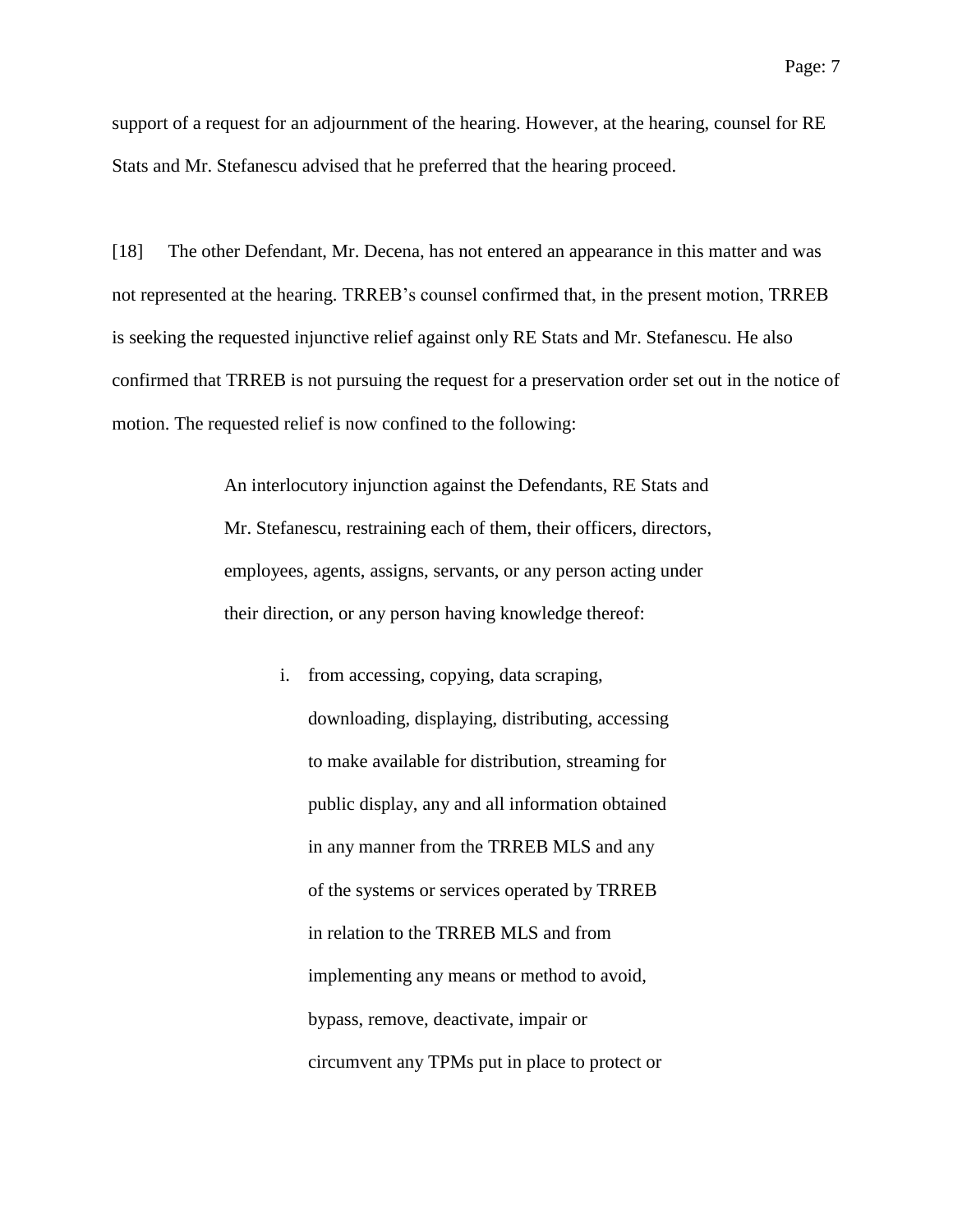support of a request for an adjournment of the hearing. However, at the hearing, counsel for RE Stats and Mr. Stefanescu advised that he preferred that the hearing proceed.

[18] The other Defendant, Mr. Decena, has not entered an appearance in this matter and was not represented at the hearing. TRREB's counsel confirmed that, in the present motion, TRREB is seeking the requested injunctive relief against only RE Stats and Mr. Stefanescu. He also confirmed that TRREB is not pursuing the request for a preservation order set out in the notice of motion. The requested relief is now confined to the following:

> An interlocutory injunction against the Defendants, RE Stats and Mr. Stefanescu, restraining each of them, their officers, directors, employees, agents, assigns, servants, or any person acting under their direction, or any person having knowledge thereof:
>
> i. from accessing, copying, data scraping, downloading, displaying, distributing, accessing to make available for distribution, streaming for public display, any and all information obtained in any manner from the TRREB MLS and any of the systems or services operated by TRREB in relation to the TRREB MLS and from implementing any means or method to avoid, bypass, remove, deactivate, impair or circumvent any TPMs put in place to protect or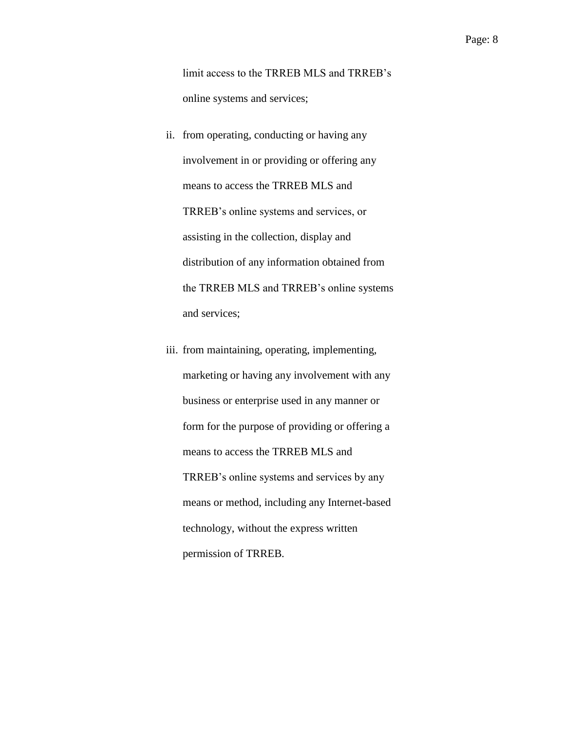limit access to the TRREB MLS and TRREB's online systems and services;

ii. from operating, conducting or having any involvement in or providing or offering any means to access the TRREB MLS and TRREB's online systems and services, or assisting in the collection, display and distribution of any information obtained from the TRREB MLS and TRREB's online systems and services;

iii. from maintaining, operating, implementing, marketing or having any involvement with any business or enterprise used in any manner or form for the purpose of providing or offering a means to access the TRREB MLS and TRREB's online systems and services by any means or method, including any Internet-based technology, without the express written permission of TRREB.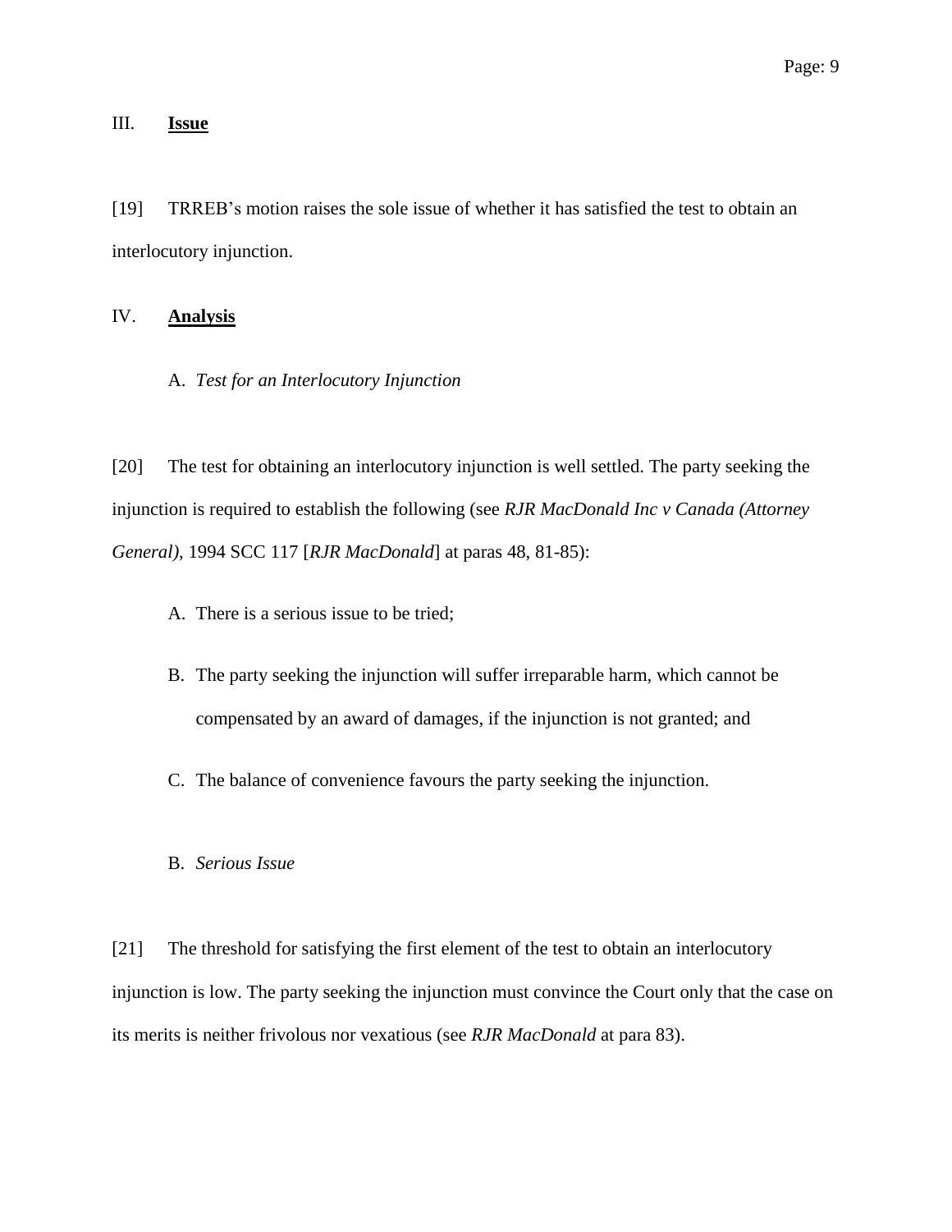## III. **Issue**

[19] TRREB's motion raises the sole issue of whether it has satisfied the test to obtain an interlocutory injunction.

## IV. **Analysis**

### A. *Test for an Interlocutory Injunction*

[20] The test for obtaining an interlocutory injunction is well settled. The party seeking the injunction is required to establish the following (see *RJR MacDonald Inc v Canada (Attorney General)*, 1994 SCC 117 [*RJR MacDonald*] at paras 48, 81-85):

A. There is a serious issue to be tried;

B. The party seeking the injunction will suffer irreparable harm, which cannot be compensated by an award of damages, if the injunction is not granted; and

C. The balance of convenience favours the party seeking the injunction.

### B. *Serious Issue*

[21] The threshold for satisfying the first element of the test to obtain an interlocutory injunction is low. The party seeking the injunction must convince the Court only that the case on its merits is neither frivolous nor vexatious (see *RJR MacDonald* at para 83).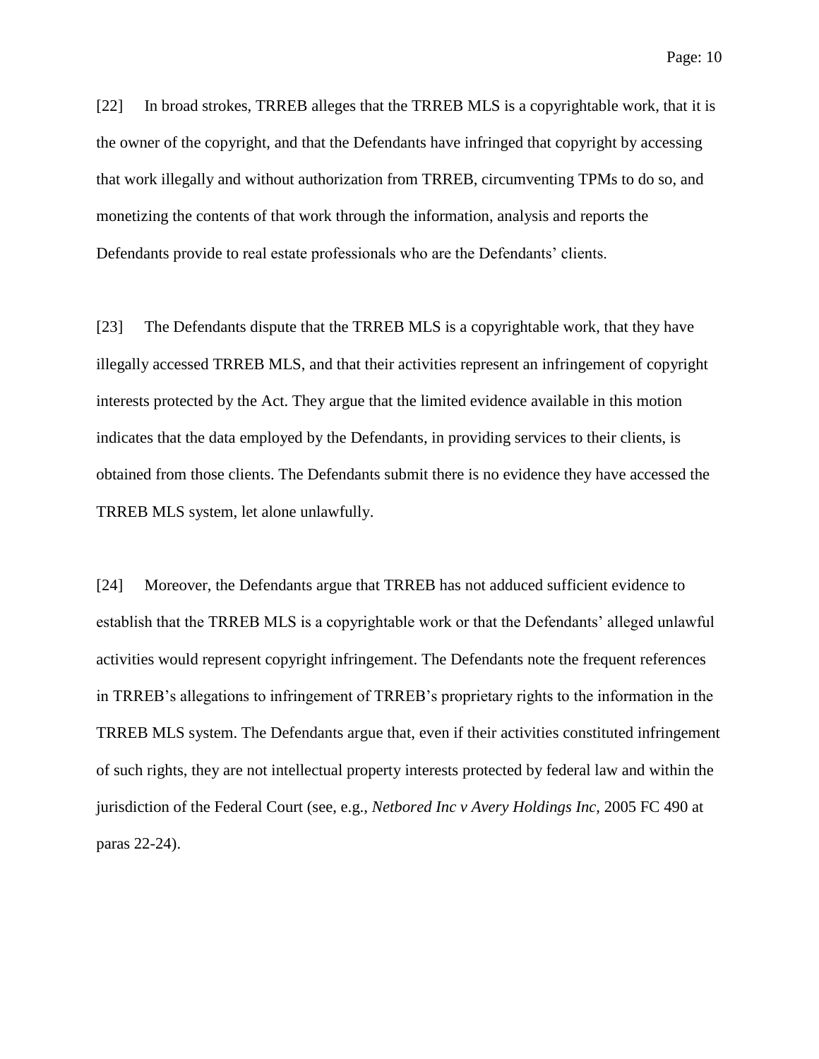[22] In broad strokes, TRREB alleges that the TRREB MLS is a copyrightable work, that it is the owner of the copyright, and that the Defendants have infringed that copyright by accessing that work illegally and without authorization from TRREB, circumventing TPMs to do so, and monetizing the contents of that work through the information, analysis and reports the Defendants provide to real estate professionals who are the Defendants' clients.

[23] The Defendants dispute that the TRREB MLS is a copyrightable work, that they have illegally accessed TRREB MLS, and that their activities represent an infringement of copyright interests protected by the Act. They argue that the limited evidence available in this motion indicates that the data employed by the Defendants, in providing services to their clients, is obtained from those clients. The Defendants submit there is no evidence they have accessed the TRREB MLS system, let alone unlawfully.

[24] Moreover, the Defendants argue that TRREB has not adduced sufficient evidence to establish that the TRREB MLS is a copyrightable work or that the Defendants' alleged unlawful activities would represent copyright infringement. The Defendants note the frequent references in TRREB's allegations to infringement of TRREB's proprietary rights to the information in the TRREB MLS system. The Defendants argue that, even if their activities constituted infringement of such rights, they are not intellectual property interests protected by federal law and within the jurisdiction of the Federal Court (see, e.g., *Netbored Inc v Avery Holdings Inc*, 2005 FC 490 at paras 22-24).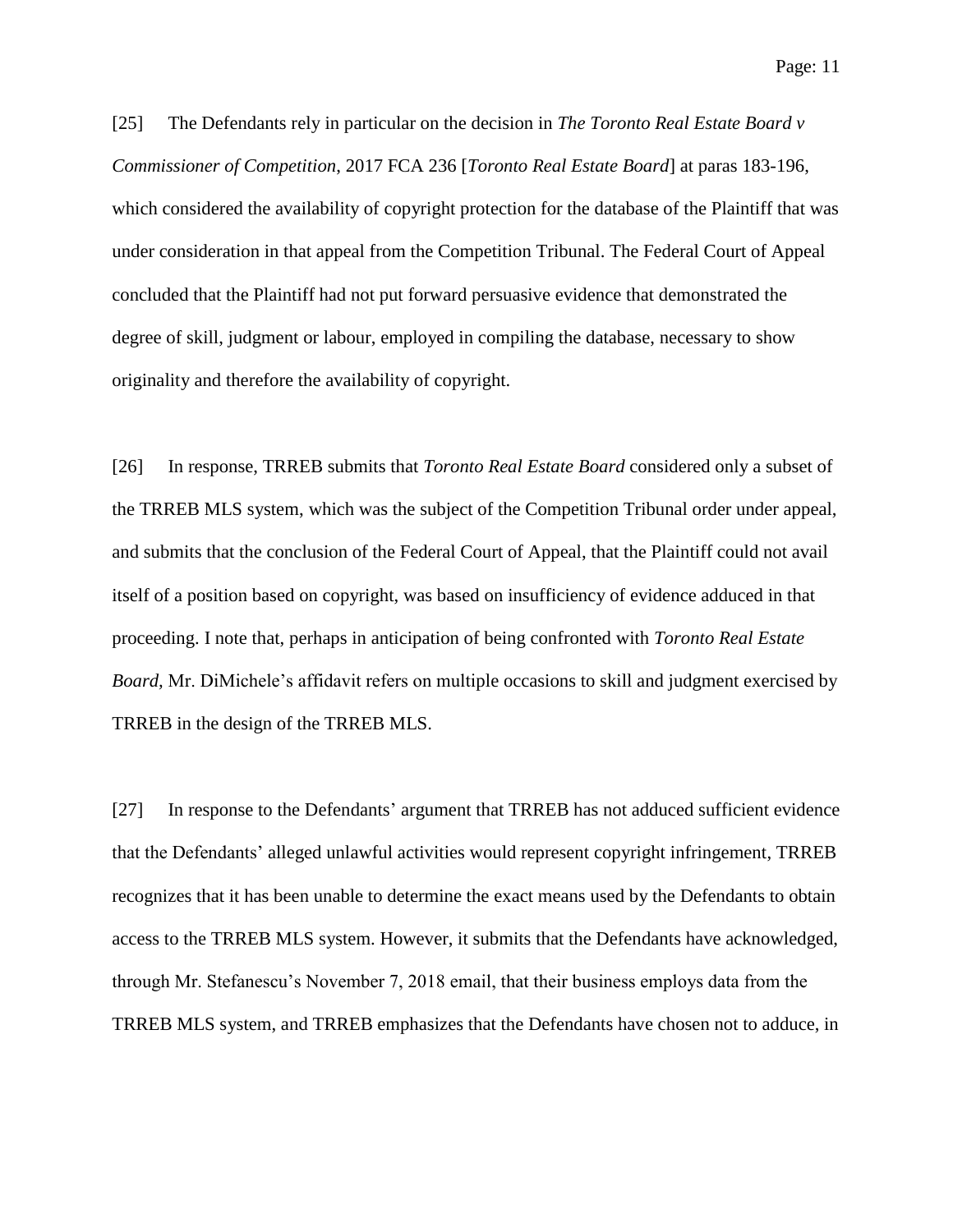[25] The Defendants rely in particular on the decision in *The Toronto Real Estate Board v Commissioner of Competition*, 2017 FCA 236 [*Toronto Real Estate Board*] at paras 183-196, which considered the availability of copyright protection for the database of the Plaintiff that was under consideration in that appeal from the Competition Tribunal. The Federal Court of Appeal concluded that the Plaintiff had not put forward persuasive evidence that demonstrated the degree of skill, judgment or labour, employed in compiling the database, necessary to show originality and therefore the availability of copyright.

[26] In response, TRREB submits that *Toronto Real Estate Board* considered only a subset of the TRREB MLS system, which was the subject of the Competition Tribunal order under appeal, and submits that the conclusion of the Federal Court of Appeal, that the Plaintiff could not avail itself of a position based on copyright, was based on insufficiency of evidence adduced in that proceeding. I note that, perhaps in anticipation of being confronted with *Toronto Real Estate Board*, Mr. DiMichele's affidavit refers on multiple occasions to skill and judgment exercised by TRREB in the design of the TRREB MLS.

[27] In response to the Defendants' argument that TRREB has not adduced sufficient evidence that the Defendants' alleged unlawful activities would represent copyright infringement, TRREB recognizes that it has been unable to determine the exact means used by the Defendants to obtain access to the TRREB MLS system. However, it submits that the Defendants have acknowledged, through Mr. Stefanescu's November 7, 2018 email, that their business employs data from the TRREB MLS system, and TRREB emphasizes that the Defendants have chosen not to adduce, in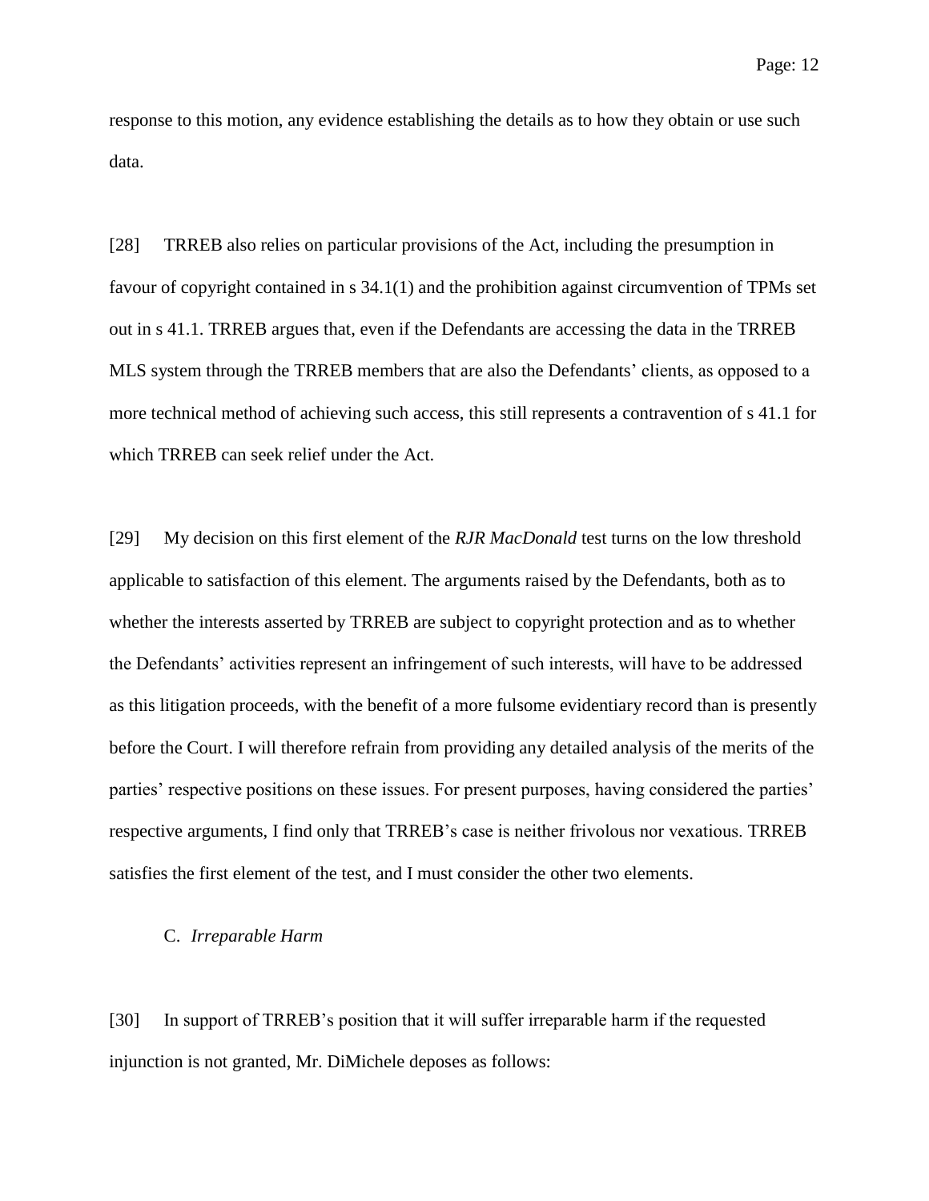response to this motion, any evidence establishing the details as to how they obtain or use such data.

[28] TRREB also relies on particular provisions of the Act, including the presumption in favour of copyright contained in s 34.1(1) and the prohibition against circumvention of TPMs set out in s 41.1. TRREB argues that, even if the Defendants are accessing the data in the TRREB MLS system through the TRREB members that are also the Defendants' clients, as opposed to a more technical method of achieving such access, this still represents a contravention of s 41.1 for which TRREB can seek relief under the Act.

[29] My decision on this first element of the *RJR MacDonald* test turns on the low threshold applicable to satisfaction of this element. The arguments raised by the Defendants, both as to whether the interests asserted by TRREB are subject to copyright protection and as to whether the Defendants' activities represent an infringement of such interests, will have to be addressed as this litigation proceeds, with the benefit of a more fulsome evidentiary record than is presently before the Court. I will therefore refrain from providing any detailed analysis of the merits of the parties' respective positions on these issues. For present purposes, having considered the parties' respective arguments, I find only that TRREB's case is neither frivolous nor vexatious. TRREB satisfies the first element of the test, and I must consider the other two elements.

### C. *Irreparable Harm*

[30] In support of TRREB's position that it will suffer irreparable harm if the requested injunction is not granted, Mr. DiMichele deposes as follows: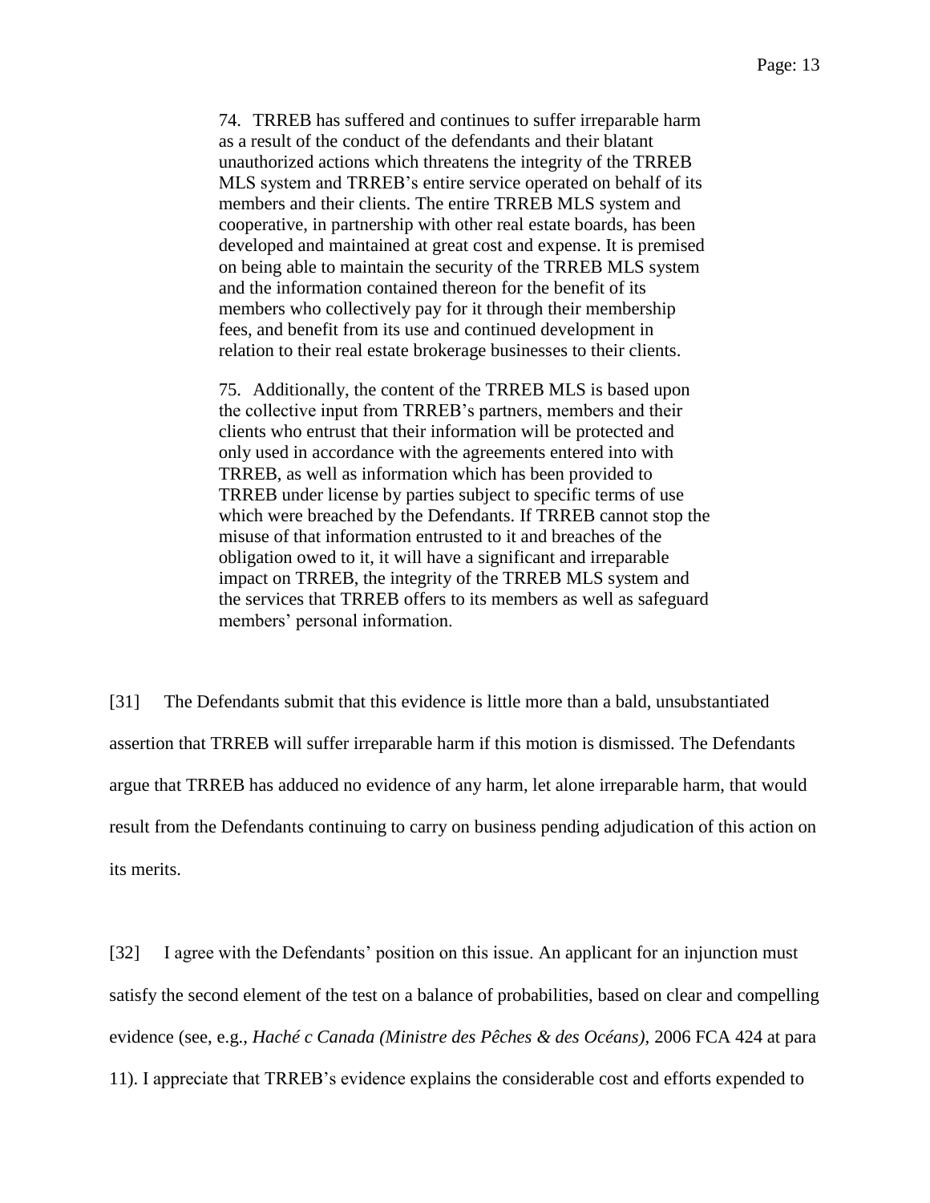> 74. TRREB has suffered and continues to suffer irreparable harm as a result of the conduct of the defendants and their blatant unauthorized actions which threatens the integrity of the TRREB MLS system and TRREB's entire service operated on behalf of its members and their clients. The entire TRREB MLS system and cooperative, in partnership with other real estate boards, has been developed and maintained at great cost and expense. It is premised on being able to maintain the security of the TRREB MLS system and the information contained thereon for the benefit of its members who collectively pay for it through their membership fees, and benefit from its use and continued development in relation to their real estate brokerage businesses to their clients.
>
> 75. Additionally, the content of the TRREB MLS is based upon the collective input from TRREB's partners, members and their clients who entrust that their information will be protected and only used in accordance with the agreements entered into with TRREB, as well as information which has been provided to TRREB under license by parties subject to specific terms of use which were breached by the Defendants. If TRREB cannot stop the misuse of that information entrusted to it and breaches of the obligation owed to it, it will have a significant and irreparable impact on TRREB, the integrity of the TRREB MLS system and the services that TRREB offers to its members as well as safeguard members' personal information.

[31] The Defendants submit that this evidence is little more than a bald, unsubstantiated assertion that TRREB will suffer irreparable harm if this motion is dismissed. The Defendants argue that TRREB has adduced no evidence of any harm, let alone irreparable harm, that would result from the Defendants continuing to carry on business pending adjudication of this action on its merits.

[32] I agree with the Defendants' position on this issue. An applicant for an injunction must satisfy the second element of the test on a balance of probabilities, based on clear and compelling evidence (see, e.g., *Haché c Canada (Ministre des Pêches & des Océans)*, 2006 FCA 424 at para 11). I appreciate that TRREB's evidence explains the considerable cost and efforts expended to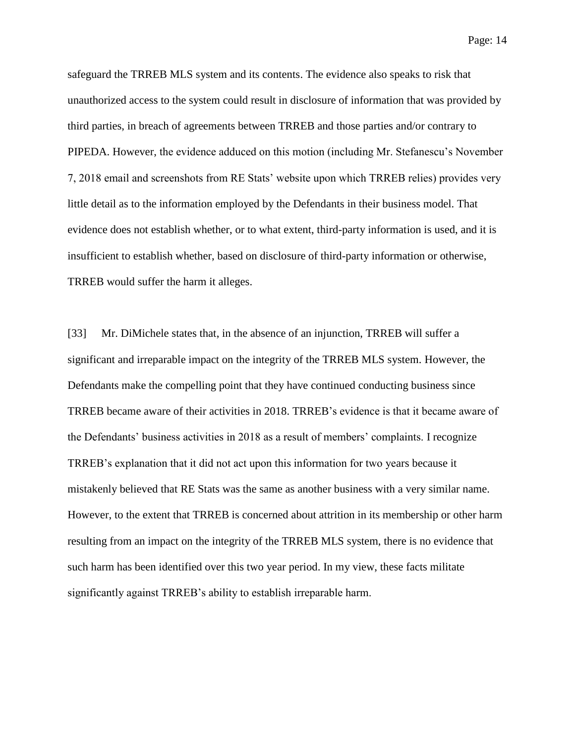safeguard the TRREB MLS system and its contents. The evidence also speaks to risk that unauthorized access to the system could result in disclosure of information that was provided by third parties, in breach of agreements between TRREB and those parties and/or contrary to PIPEDA. However, the evidence adduced on this motion (including Mr. Stefanescu's November 7, 2018 email and screenshots from RE Stats' website upon which TRREB relies) provides very little detail as to the information employed by the Defendants in their business model. That evidence does not establish whether, or to what extent, third-party information is used, and it is insufficient to establish whether, based on disclosure of third-party information or otherwise, TRREB would suffer the harm it alleges.

[33] Mr. DiMichele states that, in the absence of an injunction, TRREB will suffer a significant and irreparable impact on the integrity of the TRREB MLS system. However, the Defendants make the compelling point that they have continued conducting business since TRREB became aware of their activities in 2018. TRREB's evidence is that it became aware of the Defendants' business activities in 2018 as a result of members' complaints. I recognize TRREB's explanation that it did not act upon this information for two years because it mistakenly believed that RE Stats was the same as another business with a very similar name. However, to the extent that TRREB is concerned about attrition in its membership or other harm resulting from an impact on the integrity of the TRREB MLS system, there is no evidence that such harm has been identified over this two year period. In my view, these facts militate significantly against TRREB's ability to establish irreparable harm.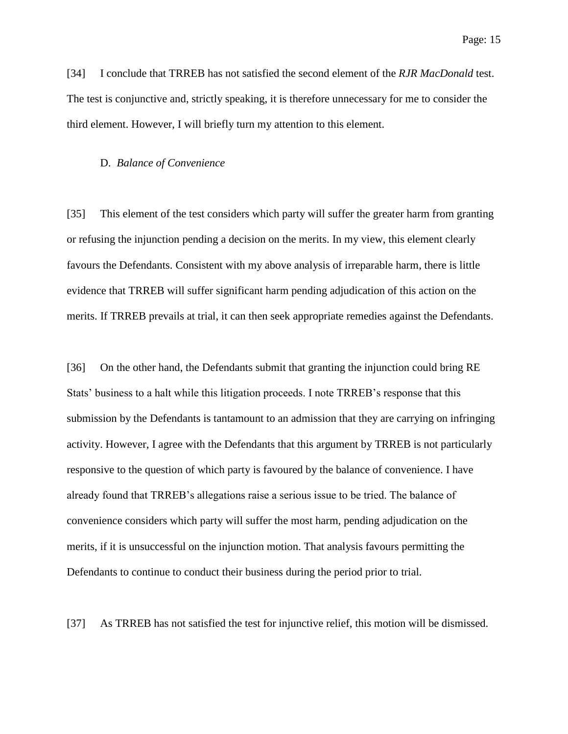[34] I conclude that TRREB has not satisfied the second element of the *RJR MacDonald* test. The test is conjunctive and, strictly speaking, it is therefore unnecessary for me to consider the third element. However, I will briefly turn my attention to this element.

### D. *Balance of Convenience*

[35] This element of the test considers which party will suffer the greater harm from granting or refusing the injunction pending a decision on the merits. In my view, this element clearly favours the Defendants. Consistent with my above analysis of irreparable harm, there is little evidence that TRREB will suffer significant harm pending adjudication of this action on the merits. If TRREB prevails at trial, it can then seek appropriate remedies against the Defendants.

[36] On the other hand, the Defendants submit that granting the injunction could bring RE Stats' business to a halt while this litigation proceeds. I note TRREB's response that this submission by the Defendants is tantamount to an admission that they are carrying on infringing activity. However, I agree with the Defendants that this argument by TRREB is not particularly responsive to the question of which party is favoured by the balance of convenience. I have already found that TRREB's allegations raise a serious issue to be tried. The balance of convenience considers which party will suffer the most harm, pending adjudication on the merits, if it is unsuccessful on the injunction motion. That analysis favours permitting the Defendants to continue to conduct their business during the period prior to trial.

[37] As TRREB has not satisfied the test for injunctive relief, this motion will be dismissed.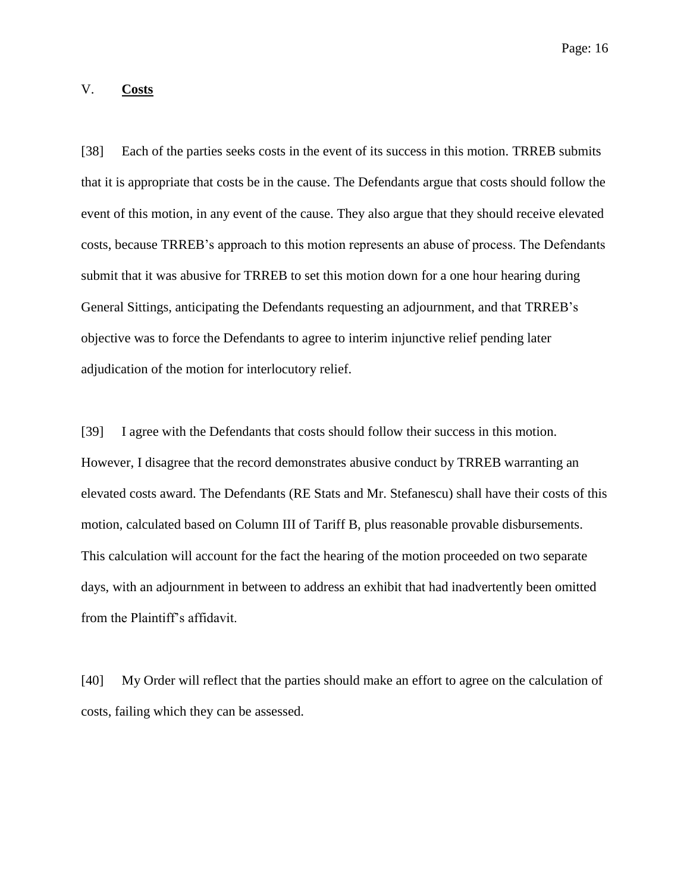## V. **Costs**

[38] Each of the parties seeks costs in the event of its success in this motion. TRREB submits that it is appropriate that costs be in the cause. The Defendants argue that costs should follow the event of this motion, in any event of the cause. They also argue that they should receive elevated costs, because TRREB's approach to this motion represents an abuse of process. The Defendants submit that it was abusive for TRREB to set this motion down for a one hour hearing during General Sittings, anticipating the Defendants requesting an adjournment, and that TRREB's objective was to force the Defendants to agree to interim injunctive relief pending later adjudication of the motion for interlocutory relief.

[39] I agree with the Defendants that costs should follow their success in this motion. However, I disagree that the record demonstrates abusive conduct by TRREB warranting an elevated costs award. The Defendants (RE Stats and Mr. Stefanescu) shall have their costs of this motion, calculated based on Column III of Tariff B, plus reasonable provable disbursements. This calculation will account for the fact the hearing of the motion proceeded on two separate days, with an adjournment in between to address an exhibit that had inadvertently been omitted from the Plaintiff's affidavit.

[40] My Order will reflect that the parties should make an effort to agree on the calculation of costs, failing which they can be assessed.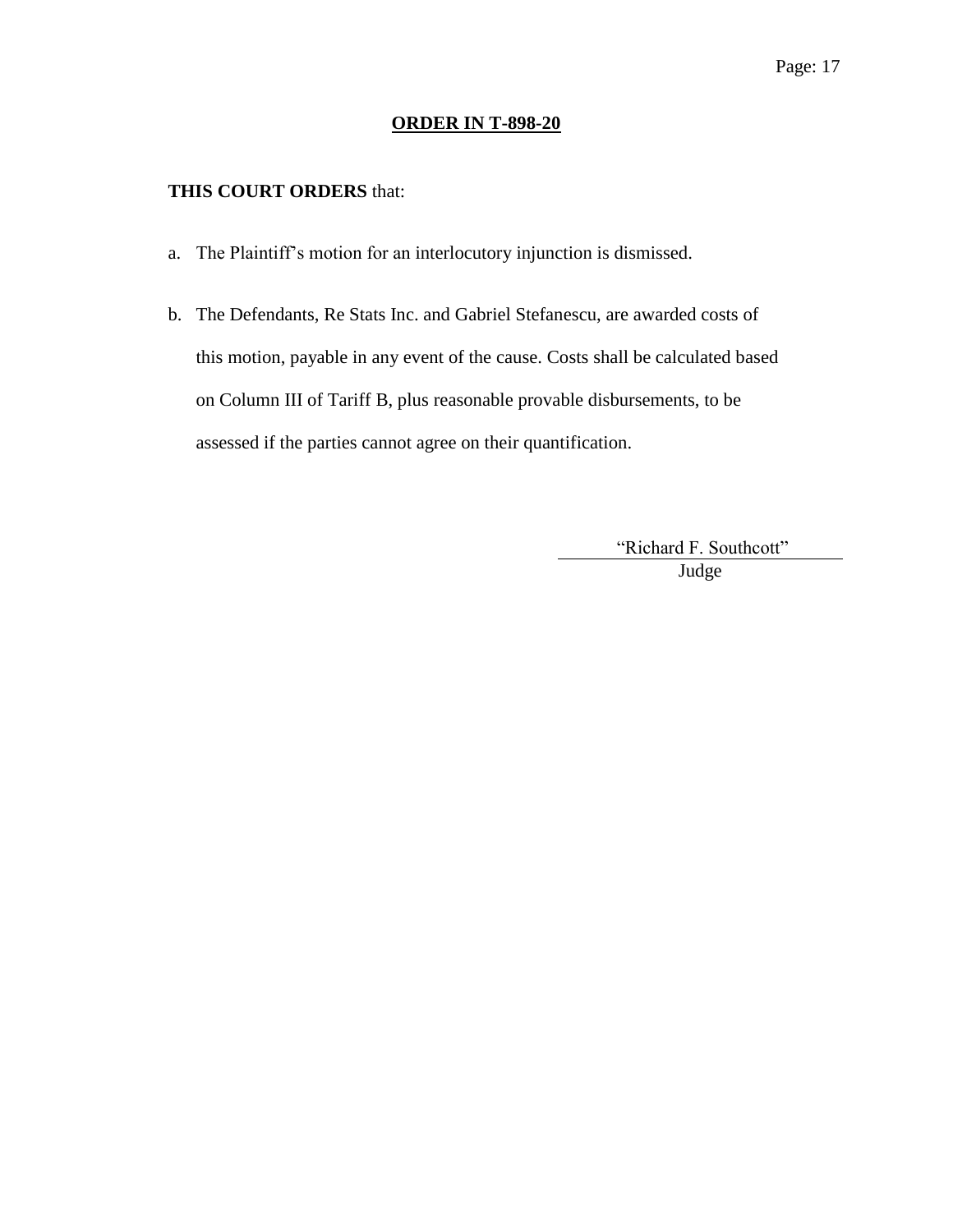## **ORDER IN T-898-20**

**THIS COURT ORDERS** that:

a. The Plaintiff's motion for an interlocutory injunction is dismissed.

b. The Defendants, Re Stats Inc. and Gabriel Stefanescu, are awarded costs of this motion, payable in any event of the cause. Costs shall be calculated based on Column III of Tariff B, plus reasonable provable disbursements, to be assessed if the parties cannot agree on their quantification.

"Richard F. Southcott"
Judge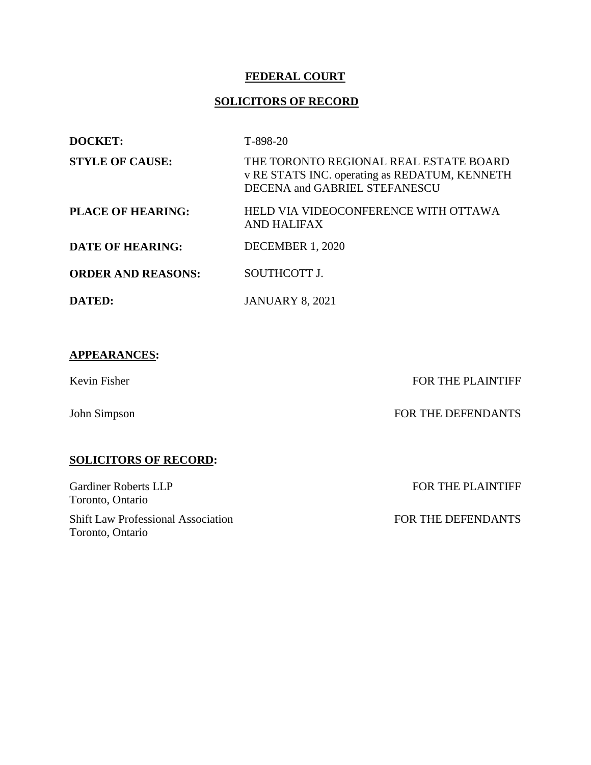**FEDERAL COURT**

**SOLICITORS OF RECORD**

| | |
|---|---|
| **DOCKET:** | T-898-20 |
| **STYLE OF CAUSE:** | THE TORONTO REGIONAL REAL ESTATE BOARD v RE STATS INC. operating as REDATUM, KENNETH DECENA and GABRIEL STEFANESCU |
| **PLACE OF HEARING:** | HELD VIA VIDEOCONFERENCE WITH OTTAWA AND HALIFAX |
| **DATE OF HEARING:** | DECEMBER 1, 2020 |
| **ORDER AND REASONS:** | SOUTHCOTT J. |
| **DATED:** | JANUARY 8, 2021 |

**APPEARANCES:**

| | |
|---|---|
| Kevin Fisher | FOR THE PLAINTIFF |
| John Simpson | FOR THE DEFENDANTS |

**SOLICITORS OF RECORD:**

| | |
|---|---|
| Gardiner Roberts LLP<br>Toronto, Ontario | FOR THE PLAINTIFF |
| Shift Law Professional Association<br>Toronto, Ontario | FOR THE DEFENDANTS |